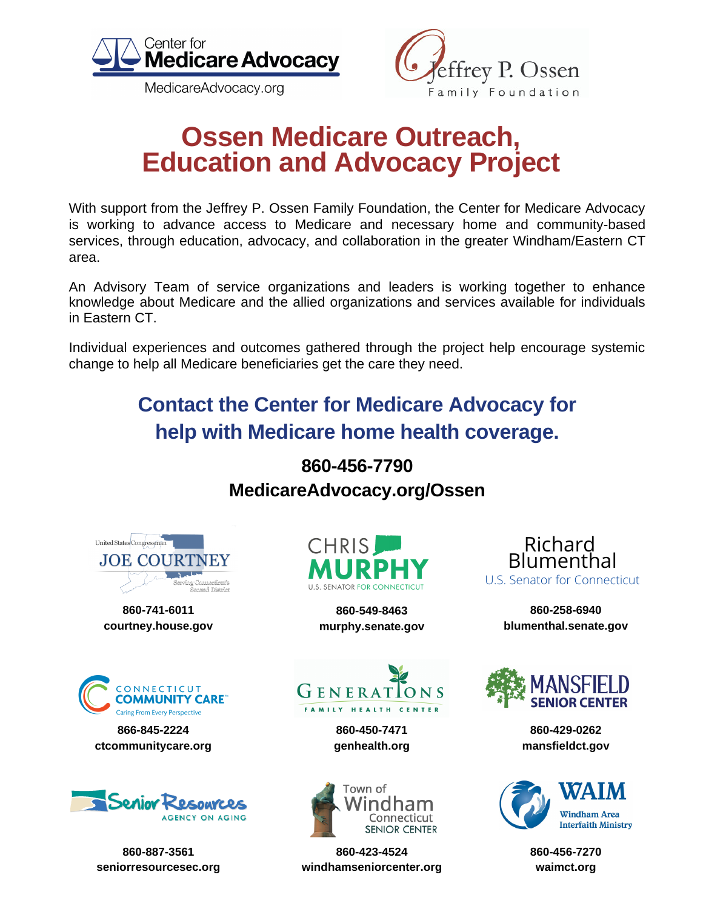Center for **Medicare Advocacy**
MedicareAdvocacy.org

Jeffrey P. Ossen Family Foundation

# Ossen Medicare Outreach, Education and Advocacy Project

With support from the Jeffrey P. Ossen Family Foundation, the Center for Medicare Advocacy is working to advance access to Medicare and necessary home and community-based services, through education, advocacy, and collaboration in the greater Windham/Eastern CT area.

An Advisory Team of service organizations and leaders is working together to enhance knowledge about Medicare and the allied organizations and services available for individuals in Eastern CT.

Individual experiences and outcomes gathered through the project help encourage systemic change to help all Medicare beneficiaries get the care they need.

## Contact the Center for Medicare Advocacy for help with Medicare home health coverage.

**860-456-7790**
**MedicareAdvocacy.org/Ossen**

United States Congressman JOE COURTNEY, Serving Connecticut's Second District
**860-741-6011**
**courtney.house.gov**

CHRIS MURPHY, U.S. SENATOR FOR CONNECTICUT
**860-549-8463**
**murphy.senate.gov**

Richard Blumenthal, U.S. Senator for Connecticut
**860-258-6940**
**blumenthal.senate.gov**

CONNECTICUT COMMUNITY CARE™, Caring From Every Perspective
**866-845-2224**
**ctcommunitycare.org**

GENERATIONS FAMILY HEALTH CENTER
**860-450-7471**
**genhealth.org**

MANSFIELD SENIOR CENTER
**860-429-0262**
**mansfieldct.gov**

Senior Resources AGENCY ON AGING
**860-887-3561**
**seniorresourcesec.org**

Town of Windham Connecticut SENIOR CENTER
**860-423-4524**
**windhamseniorcenter.org**

WAIM Windham Area Interfaith Ministry
**860-456-7270**
**waimct.org**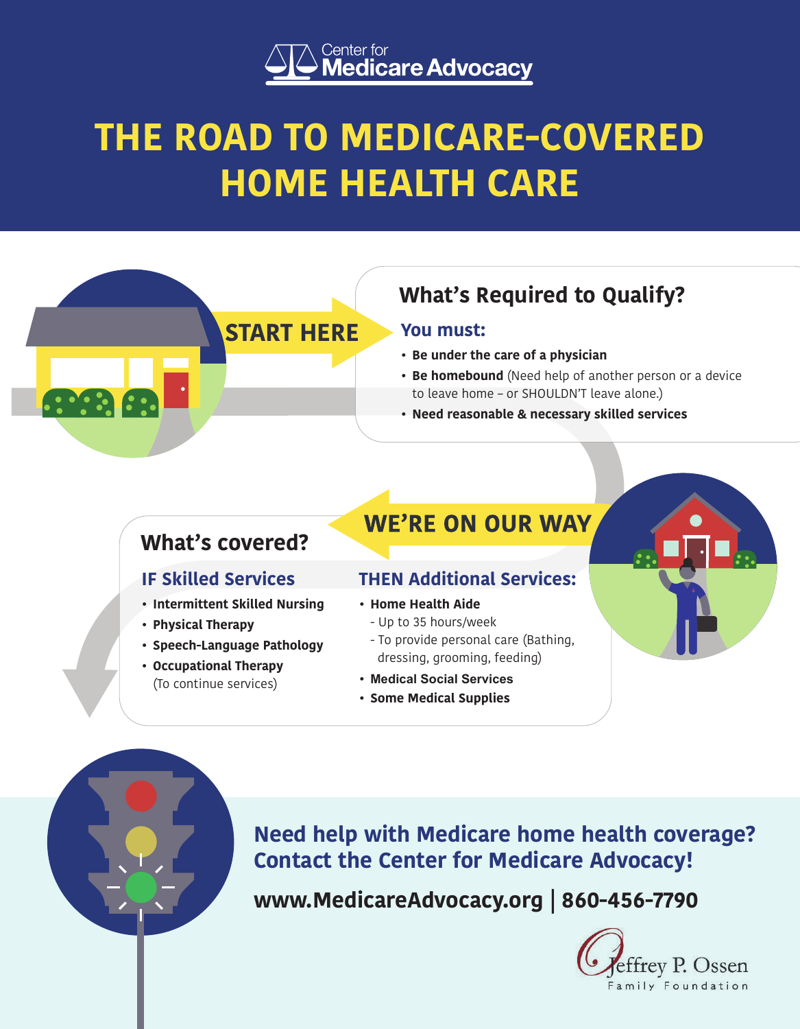Center for Medicare Advocacy

# THE ROAD TO MEDICARE-COVERED HOME HEALTH CARE

START HERE

## What's Required to Qualify?

### You must:

- **Be under the care of a physician**
- **Be homebound** (Need help of another person or a device to leave home – or SHOULDN'T leave alone.)
- **Need reasonable & necessary skilled services**

WE'RE ON OUR WAY

## What's covered?

### IF Skilled Services

- **Intermittent Skilled Nursing**
- **Physical Therapy**
- **Speech-Language Pathology**
- **Occupational Therapy** (To continue services)

### THEN Additional Services:

- **Home Health Aide**
  - Up to 35 hours/week
  - To provide personal care (Bathing, dressing, grooming, feeding)
- **Medical Social Services**
- **Some Medical Supplies**

### Need help with Medicare home health coverage? Contact the Center for Medicare Advocacy!

**www.MedicareAdvocacy.org | 860-456-7790**

Jeffrey P. Ossen Family Foundation